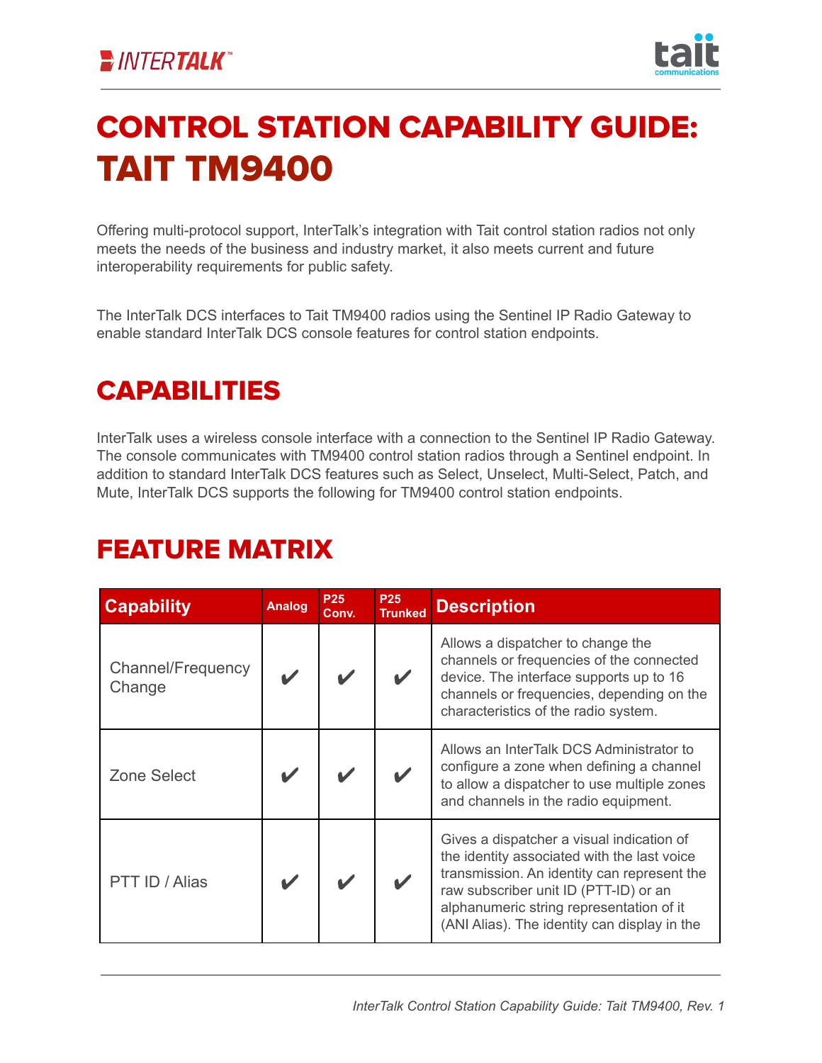# CONTROL STATION CAPABILITY GUIDE: TAIT TM9400

Offering multi-protocol support, InterTalk's integration with Tait control station radios not only meets the needs of the business and industry market, it also meets current and future interoperability requirements for public safety.

The InterTalk DCS interfaces to Tait TM9400 radios using the Sentinel IP Radio Gateway to enable standard InterTalk DCS console features for control station endpoints.

## CAPABILITIES

InterTalk uses a wireless console interface with a connection to the Sentinel IP Radio Gateway. The console communicates with TM9400 control station radios through a Sentinel endpoint. In addition to standard InterTalk DCS features such as Select, Unselect, Multi-Select, Patch, and Mute, InterTalk DCS supports the following for TM9400 control station endpoints.

## FEATURE MATRIX

| Capability | Analog | P25 Conv. | P25 Trunked | Description |
|---|---|---|---|---|
| Channel/Frequency Change | ✔ | ✔ | ✔ | Allows a dispatcher to change the channels or frequencies of the connected device. The interface supports up to 16 channels or frequencies, depending on the characteristics of the radio system. |
| Zone Select | ✔ | ✔ | ✔ | Allows an InterTalk DCS Administrator to configure a zone when defining a channel to allow a dispatcher to use multiple zones and channels in the radio equipment. |
| PTT ID / Alias | ✔ | ✔ | ✔ | Gives a dispatcher a visual indication of the identity associated with the last voice transmission. An identity can represent the raw subscriber unit ID (PTT-ID) or an alphanumeric string representation of it (ANI Alias). The identity can display in the |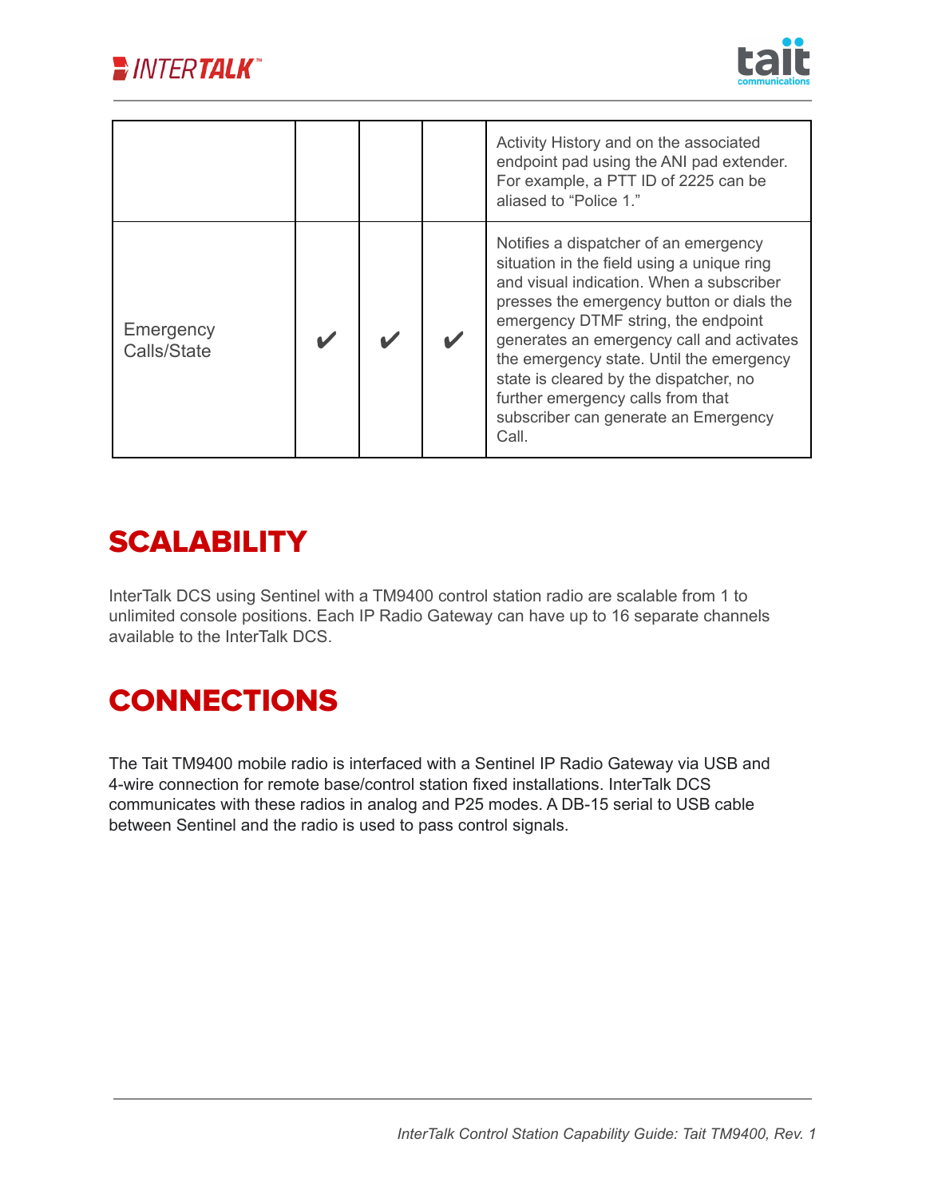| | | | | |
|---|---|---|---|---|
| | | | | Activity History and on the associated endpoint pad using the ANI pad extender. For example, a PTT ID of 2225 can be aliased to "Police 1." |
| Emergency Calls/State | ✔ | ✔ | ✔ | Notifies a dispatcher of an emergency situation in the field using a unique ring and visual indication. When a subscriber presses the emergency button or dials the emergency DTMF string, the endpoint generates an emergency call and activates the emergency state. Until the emergency state is cleared by the dispatcher, no further emergency calls from that subscriber can generate an Emergency Call. |

## SCALABILITY

InterTalk DCS using Sentinel with a TM9400 control station radio are scalable from 1 to unlimited console positions. Each IP Radio Gateway can have up to 16 separate channels available to the InterTalk DCS.

## CONNECTIONS

The Tait TM9400 mobile radio is interfaced with a Sentinel IP Radio Gateway via USB and 4-wire connection for remote base/control station fixed installations. InterTalk DCS communicates with these radios in analog and P25 modes. A DB-15 serial to USB cable between Sentinel and the radio is used to pass control signals.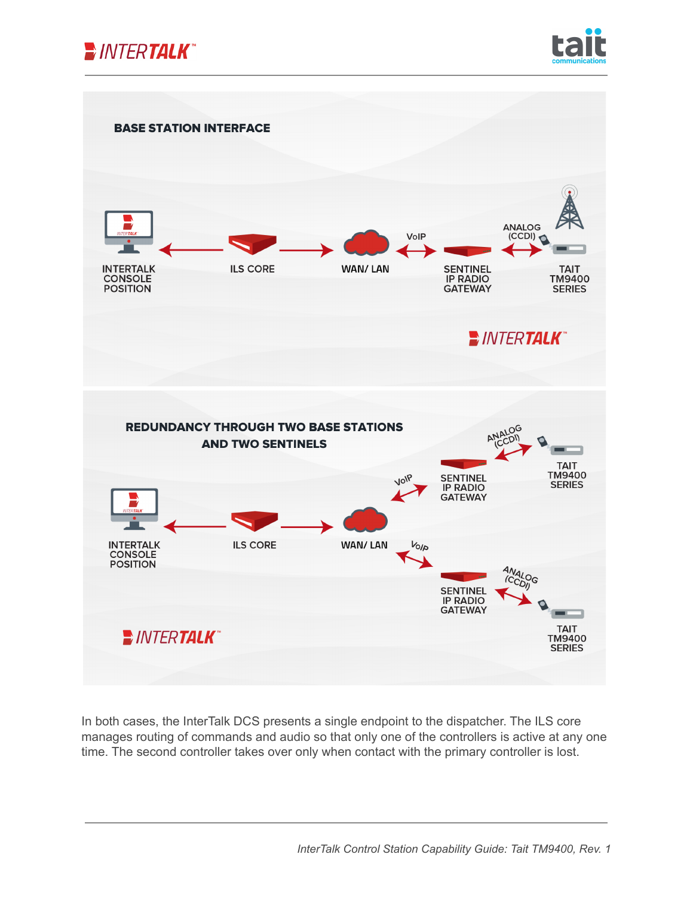## BASE STATION INTERFACE

INTERTALK CONSOLE POSITION ← ILS CORE → WAN/ LAN ↔ (VoIP) SENTINEL IP RADIO GATEWAY ↔ (ANALOG (CCDI)) TAIT TM9400 SERIES

## REDUNDANCY THROUGH TWO BASE STATIONS AND TWO SENTINELS

INTERTALK CONSOLE POSITION ← ILS CORE → WAN/ LAN ↔ (VoIP) SENTINEL IP RADIO GATEWAY ↔ (ANALOG (CCDI)) TAIT TM9400 SERIES

WAN/ LAN ↔ (VoIP) SENTINEL IP RADIO GATEWAY ↔ (ANALOG (CCDI)) TAIT TM9400 SERIES

In both cases, the InterTalk DCS presents a single endpoint to the dispatcher. The ILS core manages routing of commands and audio so that only one of the controllers is active at any one time. The second controller takes over only when contact with the primary controller is lost.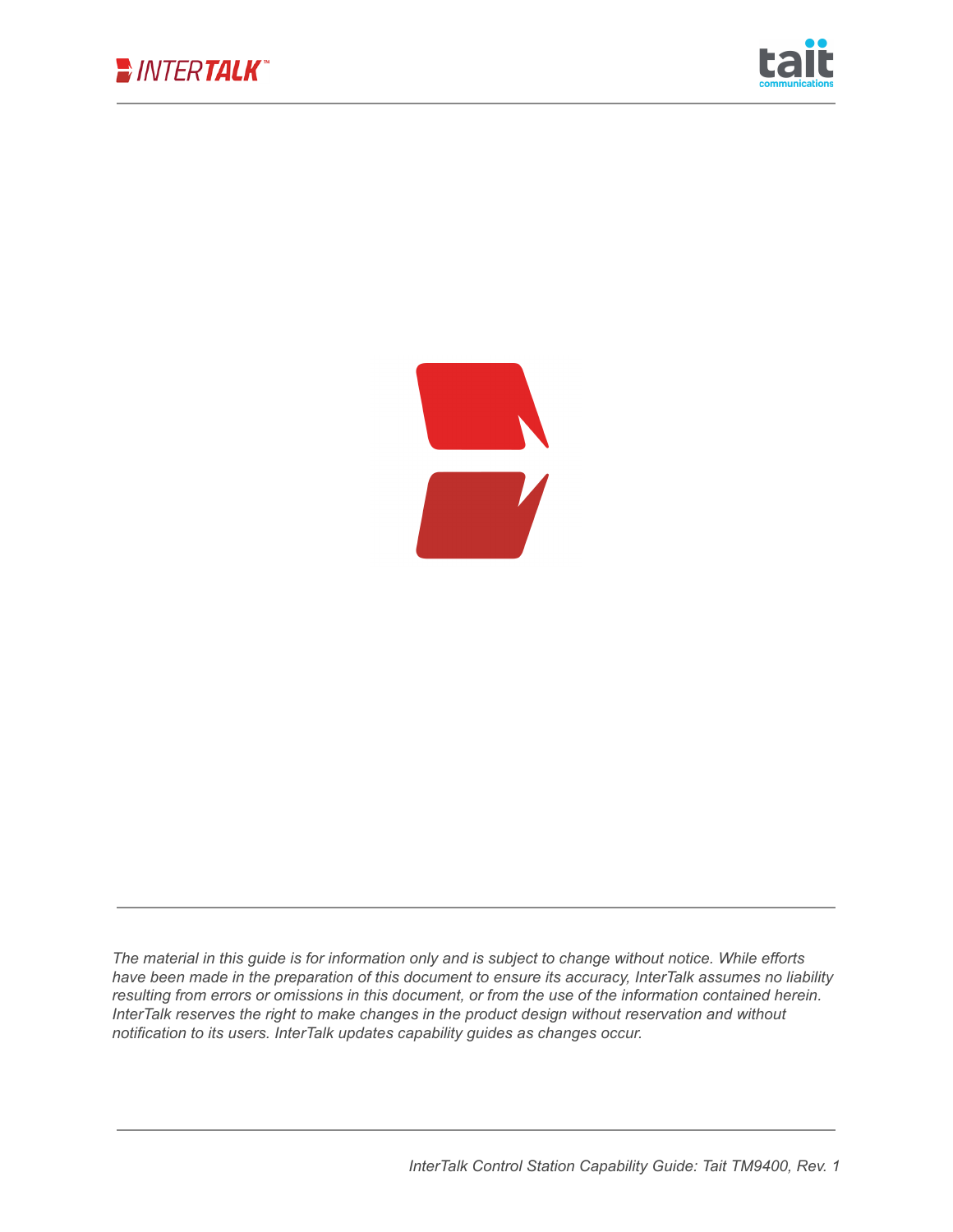*The material in this guide is for information only and is subject to change without notice. While efforts have been made in the preparation of this document to ensure its accuracy, InterTalk assumes no liability resulting from errors or omissions in this document, or from the use of the information contained herein. InterTalk reserves the right to make changes in the product design without reservation and without notification to its users. InterTalk updates capability guides as changes occur.*